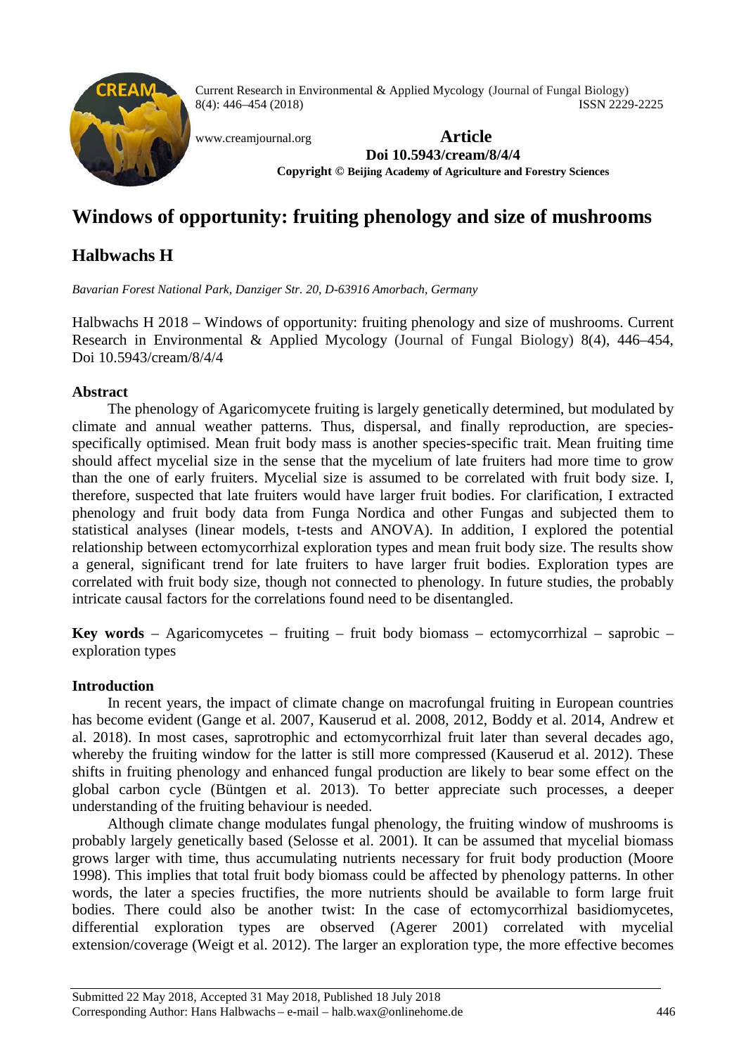Current Research in Environmental & Applied Mycology (Journal of Fungal Biology)
8(4): 446–454 (2018) ISSN 2229-2225

www.creamjournal.org

**Article**

**Doi 10.5943/cream/8/4/4**

**Copyright © Beijing Academy of Agriculture and Forestry Sciences**

# Windows of opportunity: fruiting phenology and size of mushrooms

## Halbwachs H

*Bavarian Forest National Park, Danziger Str. 20, D-63916 Amorbach, Germany*

Halbwachs H 2018 – Windows of opportunity: fruiting phenology and size of mushrooms. Current Research in Environmental & Applied Mycology (Journal of Fungal Biology) 8(4), 446–454, Doi 10.5943/cream/8/4/4

### Abstract

The phenology of Agaricomycete fruiting is largely genetically determined, but modulated by climate and annual weather patterns. Thus, dispersal, and finally reproduction, are species-specifically optimised. Mean fruit body mass is another species-specific trait. Mean fruiting time should affect mycelial size in the sense that the mycelium of late fruiters had more time to grow than the one of early fruiters. Mycelial size is assumed to be correlated with fruit body size. I, therefore, suspected that late fruiters would have larger fruit bodies. For clarification, I extracted phenology and fruit body data from Funga Nordica and other Fungas and subjected them to statistical analyses (linear models, t-tests and ANOVA). In addition, I explored the potential relationship between ectomycorrhizal exploration types and mean fruit body size. The results show a general, significant trend for late fruiters to have larger fruit bodies. Exploration types are correlated with fruit body size, though not connected to phenology. In future studies, the probably intricate causal factors for the correlations found need to be disentangled.

**Key words** – Agaricomycetes – fruiting – fruit body biomass – ectomycorrhizal – saprobic – exploration types

### Introduction

In recent years, the impact of climate change on macrofungal fruiting in European countries has become evident (Gange et al. 2007, Kauserud et al. 2008, 2012, Boddy et al. 2014, Andrew et al. 2018). In most cases, saprotrophic and ectomycorrhizal fruit later than several decades ago, whereby the fruiting window for the latter is still more compressed (Kauserud et al. 2012). These shifts in fruiting phenology and enhanced fungal production are likely to bear some effect on the global carbon cycle (Büntgen et al. 2013). To better appreciate such processes, a deeper understanding of the fruiting behaviour is needed.

Although climate change modulates fungal phenology, the fruiting window of mushrooms is probably largely genetically based (Selosse et al. 2001). It can be assumed that mycelial biomass grows larger with time, thus accumulating nutrients necessary for fruit body production (Moore 1998). This implies that total fruit body biomass could be affected by phenology patterns. In other words, the later a species fructifies, the more nutrients should be available to form large fruit bodies. There could also be another twist: In the case of ectomycorrhizal basidiomycetes, differential exploration types are observed (Agerer 2001) correlated with mycelial extension/coverage (Weigt et al. 2012). The larger an exploration type, the more effective becomes

Submitted 22 May 2018, Accepted 31 May 2018, Published 18 July 2018
Corresponding Author: Hans Halbwachs – e-mail – halb.wax@onlinehome.de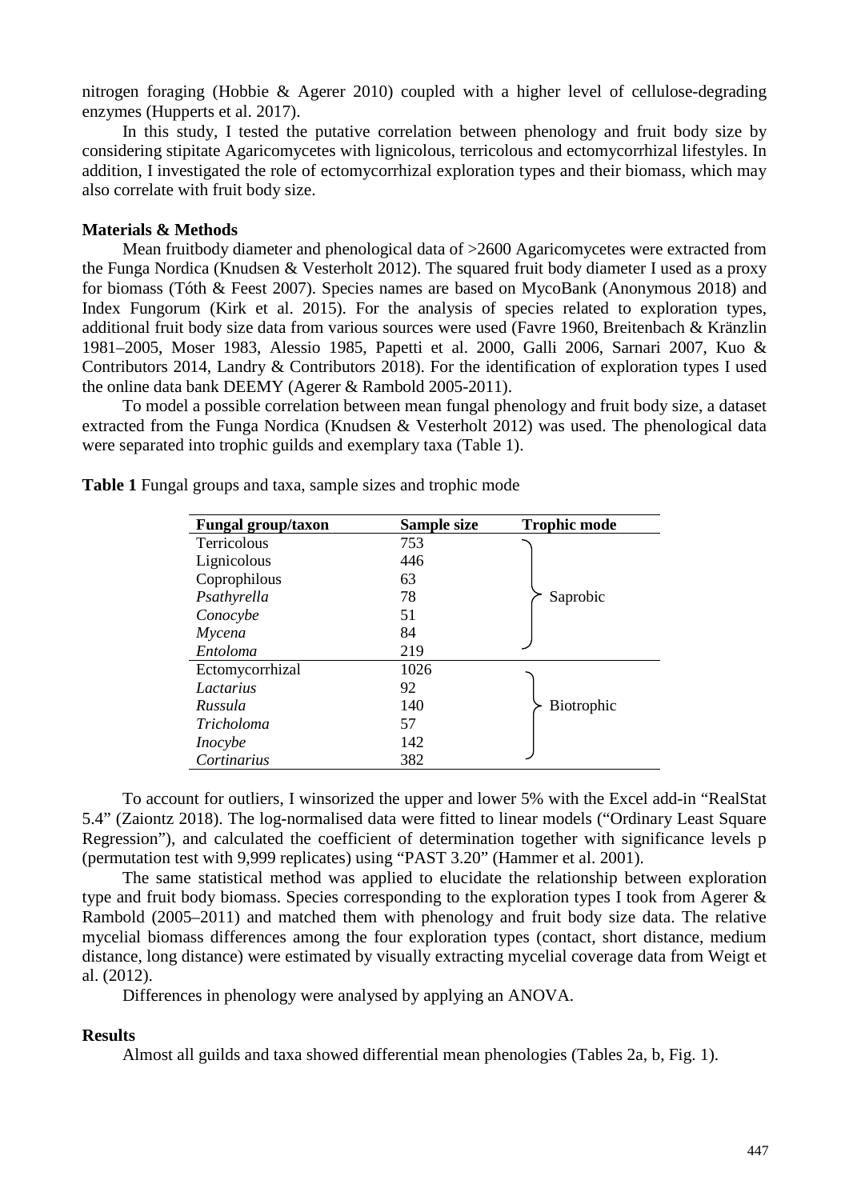nitrogen foraging (Hobbie & Agerer 2010) coupled with a higher level of cellulose-degrading enzymes (Hupperts et al. 2017).

In this study, I tested the putative correlation between phenology and fruit body size by considering stipitate Agaricomycetes with lignicolous, terricolous and ectomycorrhizal lifestyles. In addition, I investigated the role of ectomycorrhizal exploration types and their biomass, which may also correlate with fruit body size.

**Materials & Methods**

Mean fruitbody diameter and phenological data of >2600 Agaricomycetes were extracted from the Funga Nordica (Knudsen & Vesterholt 2012). The squared fruit body diameter I used as a proxy for biomass (Tóth & Feest 2007). Species names are based on MycoBank (Anonymous 2018) and Index Fungorum (Kirk et al. 2015). For the analysis of species related to exploration types, additional fruit body size data from various sources were used (Favre 1960, Breitenbach & Kränzlin 1981–2005, Moser 1983, Alessio 1985, Papetti et al. 2000, Galli 2006, Sarnari 2007, Kuo & Contributors 2014, Landry & Contributors 2018). For the identification of exploration types I used the online data bank DEEMY (Agerer & Rambold 2005-2011).

To model a possible correlation between mean fungal phenology and fruit body size, a dataset extracted from the Funga Nordica (Knudsen & Vesterholt 2012) was used. The phenological data were separated into trophic guilds and exemplary taxa (Table 1).

**Table 1** Fungal groups and taxa, sample sizes and trophic mode

| Fungal group/taxon | Sample size | Trophic mode |
|---|---|---|
| Terricolous | 753 | Saprobic |
| Lignicolous | 446 | |
| Coprophilous | 63 | |
| *Psathyrella* | 78 | |
| *Conocybe* | 51 | |
| *Mycena* | 84 | |
| *Entoloma* | 219 | |
| Ectomycorrhizal | 1026 | Biotrophic |
| *Lactarius* | 92 | |
| *Russula* | 140 | |
| *Tricholoma* | 57 | |
| *Inocybe* | 142 | |
| *Cortinarius* | 382 | |

To account for outliers, I winsorized the upper and lower 5% with the Excel add-in "RealStat 5.4" (Zaiontz 2018). The log-normalised data were fitted to linear models ("Ordinary Least Square Regression"), and calculated the coefficient of determination together with significance levels p (permutation test with 9,999 replicates) using "PAST 3.20" (Hammer et al. 2001).

The same statistical method was applied to elucidate the relationship between exploration type and fruit body biomass. Species corresponding to the exploration types I took from Agerer & Rambold (2005–2011) and matched them with phenology and fruit body size data. The relative mycelial biomass differences among the four exploration types (contact, short distance, medium distance, long distance) were estimated by visually extracting mycelial coverage data from Weigt et al. (2012).

Differences in phenology were analysed by applying an ANOVA.

**Results**

Almost all guilds and taxa showed differential mean phenologies (Tables 2a, b, Fig. 1).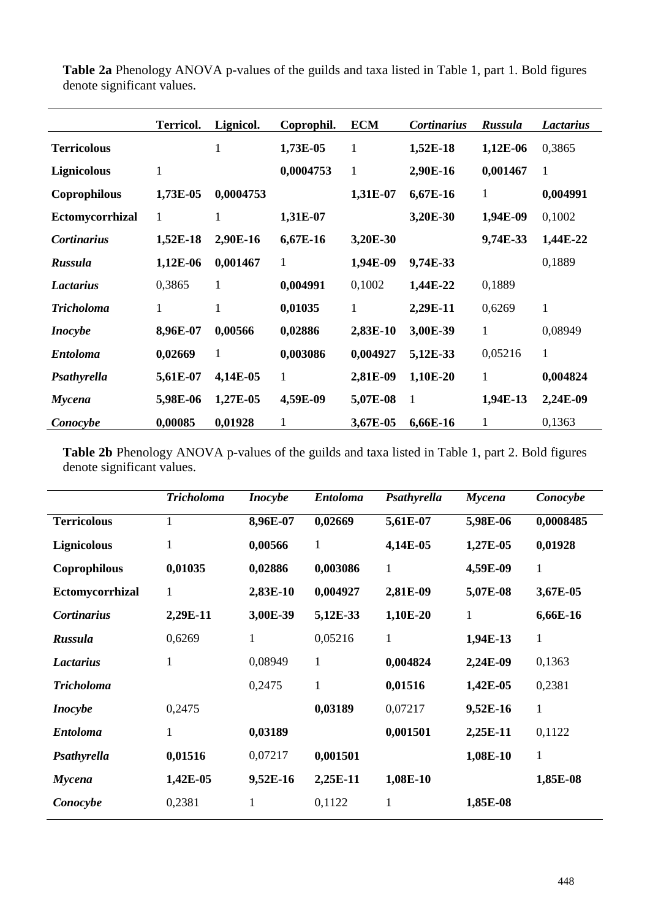**Table 2a** Phenology ANOVA p-values of the guilds and taxa listed in Table 1, part 1. Bold figures denote significant values.

| | Terricol. | Lignicol. | Coprophil. | ECM | *Cortinarius* | *Russula* | *Lactarius* |
|---|---|---|---|---|---|---|---|
| **Terricolous** | | 1 | **1,73E-05** | 1 | **1,52E-18** | **1,12E-06** | 0,3865 |
| **Lignicolous** | 1 | | **0,0004753** | 1 | **2,90E-16** | **0,001467** | 1 |
| **Coprophilous** | **1,73E-05** | **0,0004753** | | **1,31E-07** | **6,67E-16** | 1 | **0,004991** |
| **Ectomycorrhizal** | 1 | 1 | **1,31E-07** | | **3,20E-30** | **1,94E-09** | 0,1002 |
| ***Cortinarius*** | **1,52E-18** | **2,90E-16** | **6,67E-16** | **3,20E-30** | | **9,74E-33** | **1,44E-22** |
| ***Russula*** | **1,12E-06** | **0,001467** | 1 | **1,94E-09** | **9,74E-33** | | 0,1889 |
| ***Lactarius*** | 0,3865 | 1 | **0,004991** | 0,1002 | **1,44E-22** | 0,1889 | |
| ***Tricholoma*** | 1 | 1 | **0,01035** | 1 | **2,29E-11** | 0,6269 | 1 |
| ***Inocybe*** | **8,96E-07** | **0,00566** | **0,02886** | **2,83E-10** | **3,00E-39** | 1 | 0,08949 |
| ***Entoloma*** | **0,02669** | 1 | **0,003086** | **0,004927** | **5,12E-33** | 0,05216 | 1 |
| ***Psathyrella*** | **5,61E-07** | **4,14E-05** | 1 | **2,81E-09** | **1,10E-20** | 1 | **0,004824** |
| ***Mycena*** | **5,98E-06** | **1,27E-05** | **4,59E-09** | **5,07E-08** | 1 | **1,94E-13** | **2,24E-09** |
| ***Conocybe*** | **0,00085** | **0,01928** | 1 | **3,67E-05** | **6,66E-16** | 1 | 0,1363 |

**Table 2b** Phenology ANOVA p-values of the guilds and taxa listed in Table 1, part 2. Bold figures denote significant values.

| | *Tricholoma* | *Inocybe* | *Entoloma* | *Psathyrella* | *Mycena* | *Conocybe* |
|---|---|---|---|---|---|---|
| **Terricolous** | 1 | **8,96E-07** | **0,02669** | **5,61E-07** | **5,98E-06** | **0,0008485** |
| **Lignicolous** | 1 | **0,00566** | 1 | **4,14E-05** | **1,27E-05** | **0,01928** |
| **Coprophilous** | **0,01035** | **0,02886** | **0,003086** | 1 | **4,59E-09** | 1 |
| **Ectomycorrhizal** | 1 | **2,83E-10** | **0,004927** | **2,81E-09** | **5,07E-08** | **3,67E-05** |
| ***Cortinarius*** | **2,29E-11** | **3,00E-39** | **5,12E-33** | **1,10E-20** | 1 | **6,66E-16** |
| ***Russula*** | 0,6269 | 1 | 0,05216 | 1 | **1,94E-13** | 1 |
| ***Lactarius*** | 1 | 0,08949 | 1 | **0,004824** | **2,24E-09** | 0,1363 |
| ***Tricholoma*** | | 0,2475 | 1 | **0,01516** | **1,42E-05** | 0,2381 |
| ***Inocybe*** | 0,2475 | | **0,03189** | 0,07217 | **9,52E-16** | 1 |
| ***Entoloma*** | 1 | **0,03189** | | **0,001501** | **2,25E-11** | 0,1122 |
| ***Psathyrella*** | **0,01516** | 0,07217 | **0,001501** | | **1,08E-10** | 1 |
| ***Mycena*** | **1,42E-05** | **9,52E-16** | **2,25E-11** | **1,08E-10** | | **1,85E-08** |
| ***Conocybe*** | 0,2381 | 1 | 0,1122 | 1 | **1,85E-08** | |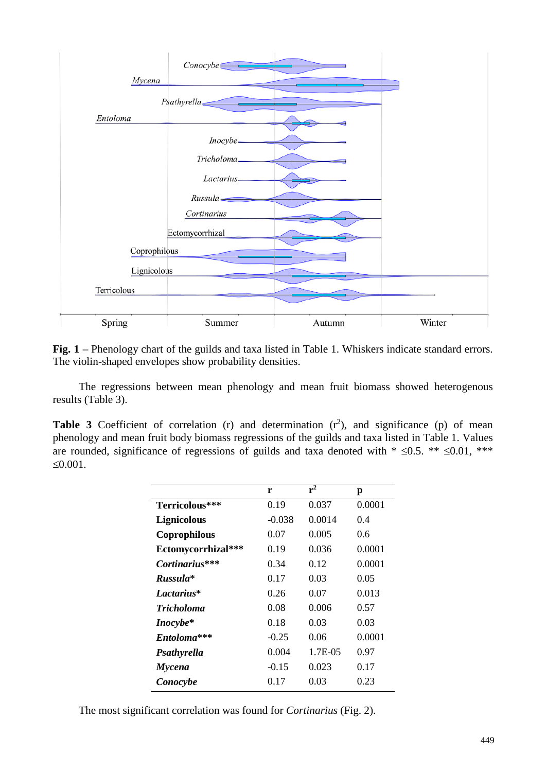Conocybe

Mycena

Psathyrella

Entoloma

Inocybe

Tricholoma

Lactarius

Russula

Cortinarius

Ectomycorrhizal

Coprophilous

Lignicolous

Terricolous

Spring

Summer

Autumn

Winter

**Fig. 1** – Phenology chart of the guilds and taxa listed in Table 1. Whiskers indicate standard errors. The violin-shaped envelopes show probability densities.

The regressions between mean phenology and mean fruit biomass showed heterogenous results (Table 3).

**Table 3** Coefficient of correlation (r) and determination ($r^2$), and significance (p) of mean phenology and mean fruit body biomass regressions of the guilds and taxa listed in Table 1. Values are rounded, significance of regressions of guilds and taxa denoted with * ≤0.5. ** ≤0.01, *** ≤0.001.

| | **r** | **$r^2$** | **p** |
|---|---|---|---|
| **Terricolous*** ** | 0.19 | 0.037 | 0.0001 |
| **Lignicolous** | -0.038 | 0.0014 | 0.4 |
| **Coprophilous** | 0.07 | 0.005 | 0.6 |
| **Ectomycorrhizal*** ** | 0.19 | 0.036 | 0.0001 |
| ***Cortinarius**** * | 0.34 | 0.12 | 0.0001 |
| ***Russula** * | 0.17 | 0.03 | 0.05 |
| ***Lactarius** * | 0.26 | 0.07 | 0.013 |
| ***Tricholoma*** | 0.08 | 0.006 | 0.57 |
| ***Inocybe** * | 0.18 | 0.03 | 0.03 |
| ***Entoloma**** * | -0.25 | 0.06 | 0.0001 |
| ***Psathyrella*** | 0.004 | 1.7E-05 | 0.97 |
| ***Mycena*** | -0.15 | 0.023 | 0.17 |
| ***Conocybe*** | 0.17 | 0.03 | 0.23 |

The most significant correlation was found for *Cortinarius* (Fig. 2).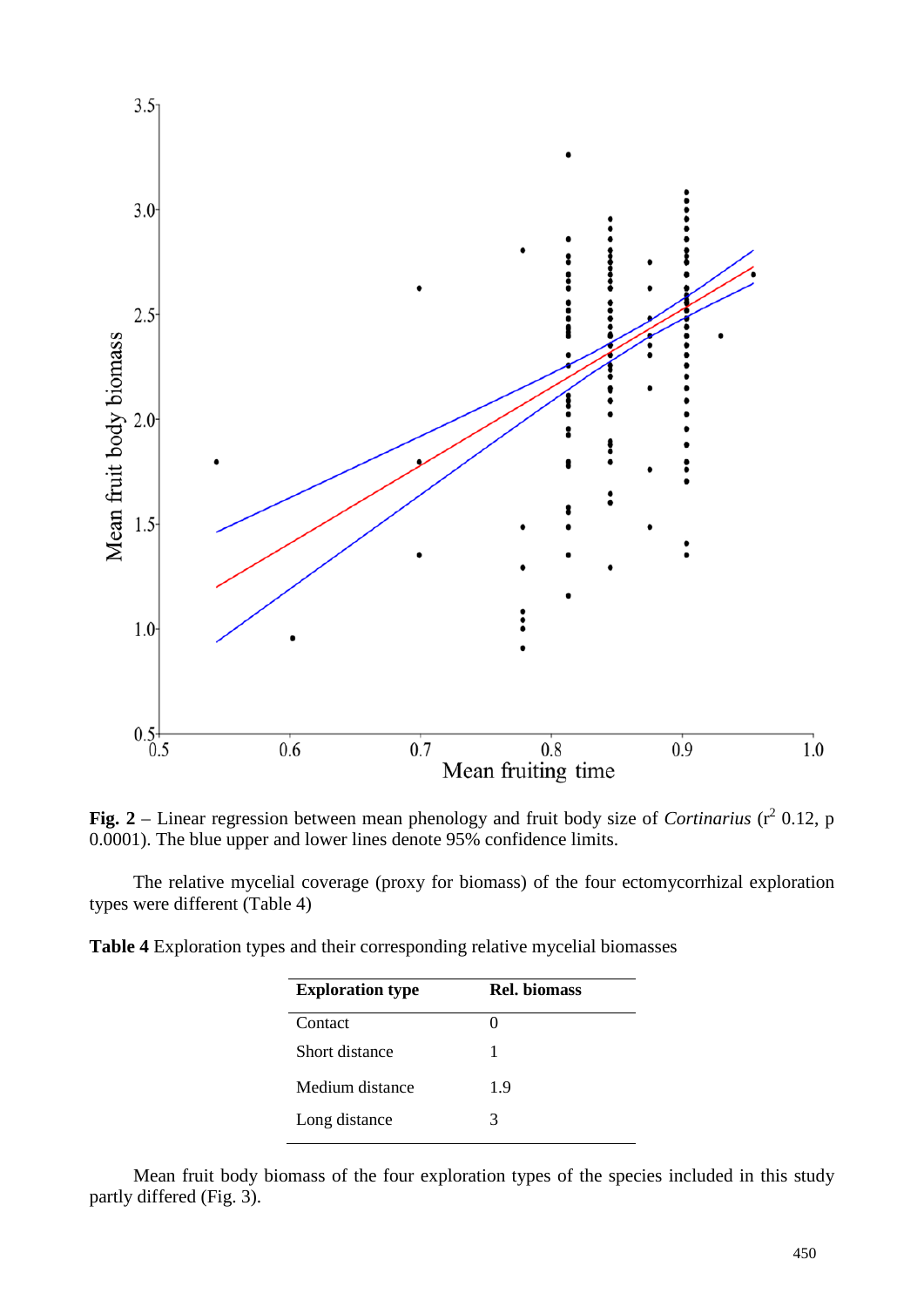3.5
3.0
2.5
2.0
1.5
1.0
0.5

Mean fruit body biomass

0.5 0.6 0.7 0.8 0.9 1.0

Mean fruiting time

**Fig. 2** – Linear regression between mean phenology and fruit body size of *Cortinarius* ($r^2$ 0.12, p 0.0001). The blue upper and lower lines denote 95% confidence limits.

The relative mycelial coverage (proxy for biomass) of the four ectomycorrhizal exploration types were different (Table 4)

**Table 4** Exploration types and their corresponding relative mycelial biomasses

| Exploration type | Rel. biomass |
|---|---|
| Contact | 0 |
| Short distance | 1 |
| Medium distance | 1.9 |
| Long distance | 3 |

Mean fruit body biomass of the four exploration types of the species included in this study partly differed (Fig. 3).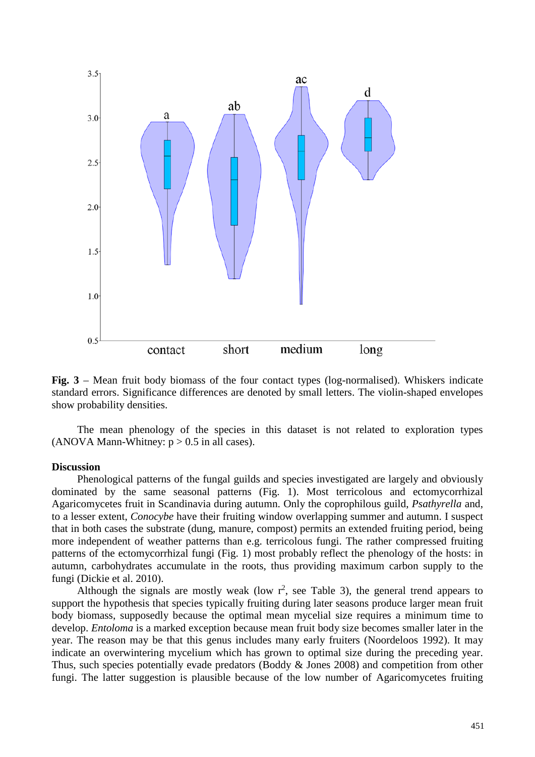3.5
3.0
2.5
2.0
1.5
1.0
0.5

a
ab
ac
d

contact
short
medium
long

**Fig. 3** – Mean fruit body biomass of the four contact types (log-normalised). Whiskers indicate standard errors. Significance differences are denoted by small letters. The violin-shaped envelopes show probability densities.

The mean phenology of the species in this dataset is not related to exploration types (ANOVA Mann-Whitney: $p > 0.5$ in all cases).

## Discussion

Phenological patterns of the fungal guilds and species investigated are largely and obviously dominated by the same seasonal patterns (Fig. 1). Most terricolous and ectomycorrhizal Agaricomycetes fruit in Scandinavia during autumn. Only the coprophilous guild, *Psathyrella* and, to a lesser extent, *Conocybe* have their fruiting window overlapping summer and autumn. I suspect that in both cases the substrate (dung, manure, compost) permits an extended fruiting period, being more independent of weather patterns than e.g. terricolous fungi. The rather compressed fruiting patterns of the ectomycorrhizal fungi (Fig. 1) most probably reflect the phenology of the hosts: in autumn, carbohydrates accumulate in the roots, thus providing maximum carbon supply to the fungi (Dickie et al. 2010).

Although the signals are mostly weak (low $r^2$, see Table 3), the general trend appears to support the hypothesis that species typically fruiting during later seasons produce larger mean fruit body biomass, supposedly because the optimal mean mycelial size requires a minimum time to develop. *Entoloma* is a marked exception because mean fruit body size becomes smaller later in the year. The reason may be that this genus includes many early fruiters (Noordeloos 1992). It may indicate an overwintering mycelium which has grown to optimal size during the preceding year. Thus, such species potentially evade predators (Boddy & Jones 2008) and competition from other fungi. The latter suggestion is plausible because of the low number of Agaricomycetes fruiting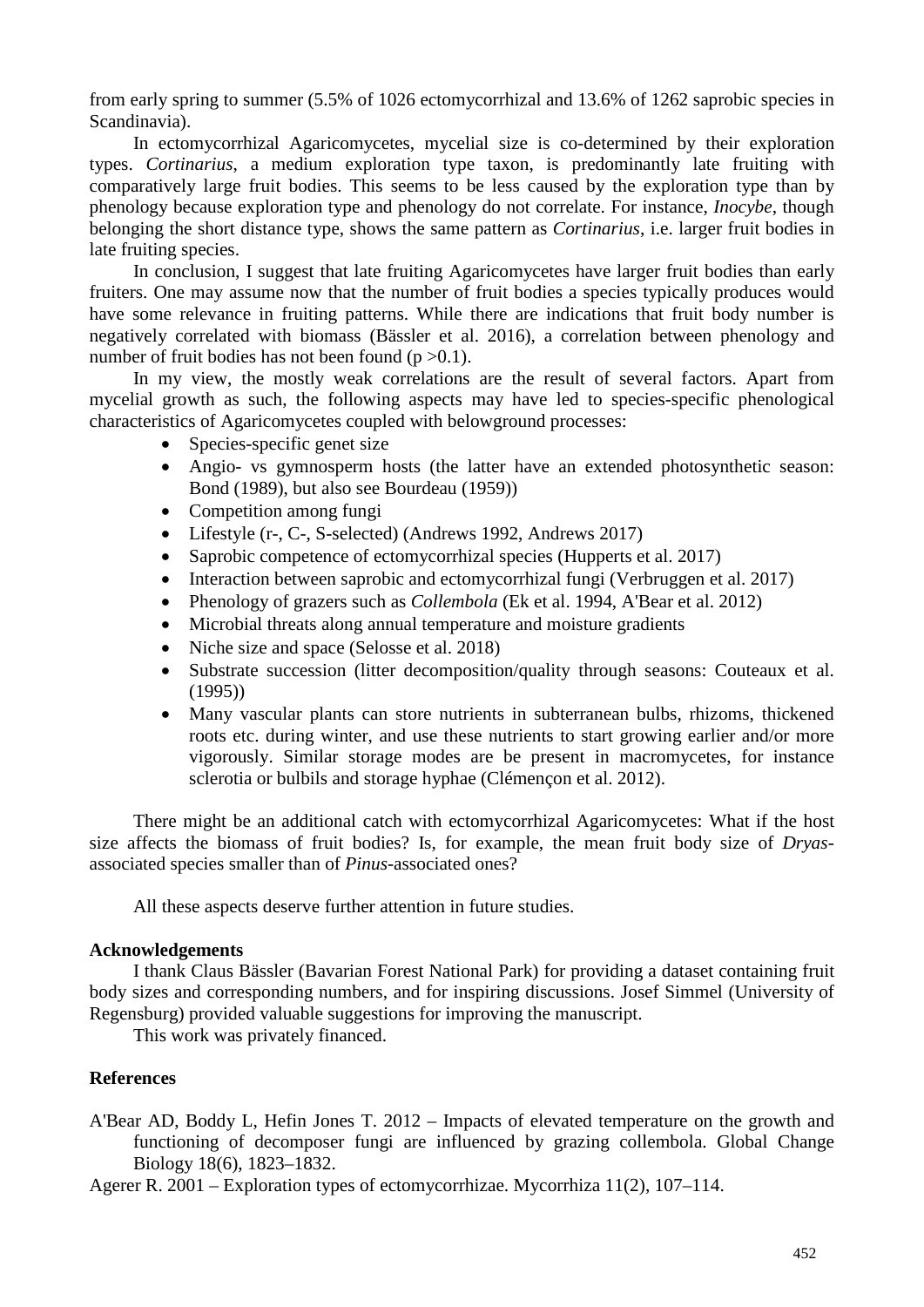from early spring to summer (5.5% of 1026 ectomycorrhizal and 13.6% of 1262 saprobic species in Scandinavia).

In ectomycorrhizal Agaricomycetes, mycelial size is co-determined by their exploration types. *Cortinarius*, a medium exploration type taxon, is predominantly late fruiting with comparatively large fruit bodies. This seems to be less caused by the exploration type than by phenology because exploration type and phenology do not correlate. For instance, *Inocybe*, though belonging the short distance type, shows the same pattern as *Cortinarius*, i.e. larger fruit bodies in late fruiting species.

In conclusion, I suggest that late fruiting Agaricomycetes have larger fruit bodies than early fruiters. One may assume now that the number of fruit bodies a species typically produces would have some relevance in fruiting patterns. While there are indications that fruit body number is negatively correlated with biomass (Bässler et al. 2016), a correlation between phenology and number of fruit bodies has not been found ($p > 0.1$).

In my view, the mostly weak correlations are the result of several factors. Apart from mycelial growth as such, the following aspects may have led to species-specific phenological characteristics of Agaricomycetes coupled with belowground processes:

- Species-specific genet size
- Angio- vs gymnosperm hosts (the latter have an extended photosynthetic season: Bond (1989), but also see Bourdeau (1959))
- Competition among fungi
- Lifestyle (r-, C-, S-selected) (Andrews 1992, Andrews 2017)
- Saprobic competence of ectomycorrhizal species (Hupperts et al. 2017)
- Interaction between saprobic and ectomycorrhizal fungi (Verbruggen et al. 2017)
- Phenology of grazers such as *Collembola* (Ek et al. 1994, A'Bear et al. 2012)
- Microbial threats along annual temperature and moisture gradients
- Niche size and space (Selosse et al. 2018)
- Substrate succession (litter decomposition/quality through seasons: Couteaux et al. (1995))
- Many vascular plants can store nutrients in subterranean bulbs, rhizoms, thickened roots etc. during winter, and use these nutrients to start growing earlier and/or more vigorously. Similar storage modes are be present in macromycetes, for instance sclerotia or bulbils and storage hyphae (Clémençon et al. 2012).

There might be an additional catch with ectomycorrhizal Agaricomycetes: What if the host size affects the biomass of fruit bodies? Is, for example, the mean fruit body size of *Dryas*-associated species smaller than of *Pinus*-associated ones?

All these aspects deserve further attention in future studies.

**Acknowledgements**

I thank Claus Bässler (Bavarian Forest National Park) for providing a dataset containing fruit body sizes and corresponding numbers, and for inspiring discussions. Josef Simmel (University of Regensburg) provided valuable suggestions for improving the manuscript.

This work was privately financed.

**References**

A'Bear AD, Boddy L, Hefin Jones T. 2012 – Impacts of elevated temperature on the growth and functioning of decomposer fungi are influenced by grazing collembola. Global Change Biology 18(6), 1823–1832.

Agerer R. 2001 – Exploration types of ectomycorrhizae. Mycorrhiza 11(2), 107–114.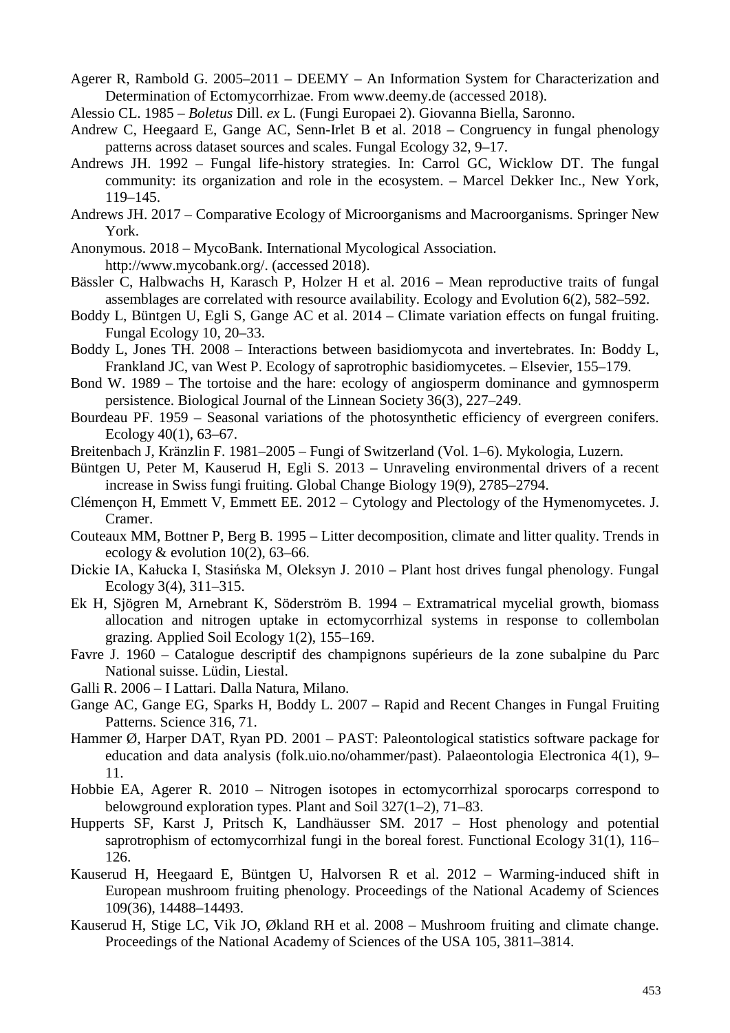Agerer R, Rambold G. 2005–2011 – DEEMY – An Information System for Characterization and Determination of Ectomycorrhizae. From www.deemy.de (accessed 2018).

Alessio CL. 1985 – *Boletus* Dill. *ex* L. (Fungi Europaei 2). Giovanna Biella, Saronno.

Andrew C, Heegaard E, Gange AC, Senn-Irlet B et al. 2018 – Congruency in fungal phenology patterns across dataset sources and scales. Fungal Ecology 32, 9–17.

Andrews JH. 1992 – Fungal life-history strategies. In: Carrol GC, Wicklow DT. The fungal community: its organization and role in the ecosystem. – Marcel Dekker Inc., New York, 119–145.

Andrews JH. 2017 – Comparative Ecology of Microorganisms and Macroorganisms. Springer New York.

Anonymous. 2018 – MycoBank. International Mycological Association. http://www.mycobank.org/. (accessed 2018).

Bässler C, Halbwachs H, Karasch P, Holzer H et al. 2016 – Mean reproductive traits of fungal assemblages are correlated with resource availability. Ecology and Evolution 6(2), 582–592.

Boddy L, Büntgen U, Egli S, Gange AC et al. 2014 – Climate variation effects on fungal fruiting. Fungal Ecology 10, 20–33.

Boddy L, Jones TH. 2008 – Interactions between basidiomycota and invertebrates. In: Boddy L, Frankland JC, van West P. Ecology of saprotrophic basidiomycetes. – Elsevier, 155–179.

Bond W. 1989 – The tortoise and the hare: ecology of angiosperm dominance and gymnosperm persistence. Biological Journal of the Linnean Society 36(3), 227–249.

Bourdeau PF. 1959 – Seasonal variations of the photosynthetic efficiency of evergreen conifers. Ecology 40(1), 63–67.

Breitenbach J, Kränzlin F. 1981–2005 – Fungi of Switzerland (Vol. 1–6). Mykologia, Luzern.

Büntgen U, Peter M, Kauserud H, Egli S. 2013 – Unraveling environmental drivers of a recent increase in Swiss fungi fruiting. Global Change Biology 19(9), 2785–2794.

Clémençon H, Emmett V, Emmett EE. 2012 – Cytology and Plectology of the Hymenomycetes. J. Cramer.

Couteaux MM, Bottner P, Berg B. 1995 – Litter decomposition, climate and litter quality. Trends in ecology & evolution 10(2), 63–66.

Dickie IA, Kałucka I, Stasińska M, Oleksyn J. 2010 – Plant host drives fungal phenology. Fungal Ecology 3(4), 311–315.

Ek H, Sjögren M, Arnebrant K, Söderström B. 1994 – Extramatrical mycelial growth, biomass allocation and nitrogen uptake in ectomycorrhizal systems in response to collembolan grazing. Applied Soil Ecology 1(2), 155–169.

Favre J. 1960 – Catalogue descriptif des champignons supérieurs de la zone subalpine du Parc National suisse. Lüdin, Liestal.

Galli R. 2006 – I Lattari. Dalla Natura, Milano.

Gange AC, Gange EG, Sparks H, Boddy L. 2007 – Rapid and Recent Changes in Fungal Fruiting Patterns. Science 316, 71.

Hammer Ø, Harper DAT, Ryan PD. 2001 – PAST: Paleontological statistics software package for education and data analysis (folk.uio.no/ohammer/past). Palaeontologia Electronica 4(1), 9–11.

Hobbie EA, Agerer R. 2010 – Nitrogen isotopes in ectomycorrhizal sporocarps correspond to belowground exploration types. Plant and Soil 327(1–2), 71–83.

Hupperts SF, Karst J, Pritsch K, Landhäusser SM. 2017 – Host phenology and potential saprotrophism of ectomycorrhizal fungi in the boreal forest. Functional Ecology 31(1), 116–126.

Kauserud H, Heegaard E, Büntgen U, Halvorsen R et al. 2012 – Warming-induced shift in European mushroom fruiting phenology. Proceedings of the National Academy of Sciences 109(36), 14488–14493.

Kauserud H, Stige LC, Vik JO, Økland RH et al. 2008 – Mushroom fruiting and climate change. Proceedings of the National Academy of Sciences of the USA 105, 3811–3814.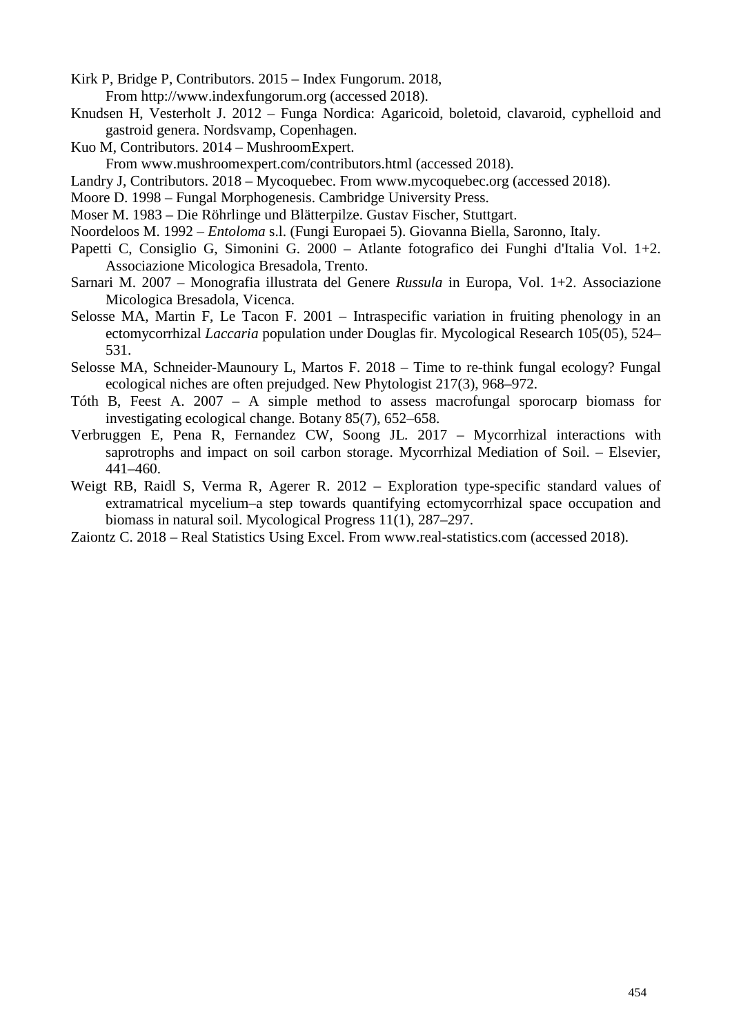Kirk P, Bridge P, Contributors. 2015 – Index Fungorum. 2018, From http://www.indexfungorum.org (accessed 2018).

Knudsen H, Vesterholt J. 2012 – Funga Nordica: Agaricoid, boletoid, clavaroid, cyphelloid and gastroid genera. Nordsvamp, Copenhagen.

Kuo M, Contributors. 2014 – MushroomExpert. From www.mushroomexpert.com/contributors.html (accessed 2018).

Landry J, Contributors. 2018 – Mycoquebec. From www.mycoquebec.org (accessed 2018).

Moore D. 1998 – Fungal Morphogenesis. Cambridge University Press.

Moser M. 1983 – Die Röhrlinge und Blätterpilze. Gustav Fischer, Stuttgart.

Noordeloos M. 1992 – *Entoloma* s.l. (Fungi Europaei 5). Giovanna Biella, Saronno, Italy.

Papetti C, Consiglio G, Simonini G. 2000 – Atlante fotografico dei Funghi d'Italia Vol. 1+2. Associazione Micologica Bresadola, Trento.

Sarnari M. 2007 – Monografia illustrata del Genere *Russula* in Europa, Vol. 1+2. Associazione Micologica Bresadola, Vicenca.

Selosse MA, Martin F, Le Tacon F. 2001 – Intraspecific variation in fruiting phenology in an ectomycorrhizal *Laccaria* population under Douglas fir. Mycological Research 105(05), 524–531.

Selosse MA, Schneider-Maunoury L, Martos F. 2018 – Time to re-think fungal ecology? Fungal ecological niches are often prejudged. New Phytologist 217(3), 968–972.

Tóth B, Feest A. 2007 – A simple method to assess macrofungal sporocarp biomass for investigating ecological change. Botany 85(7), 652–658.

Verbruggen E, Pena R, Fernandez CW, Soong JL. 2017 – Mycorrhizal interactions with saprotrophs and impact on soil carbon storage. Mycorrhizal Mediation of Soil. – Elsevier, 441–460.

Weigt RB, Raidl S, Verma R, Agerer R. 2012 – Exploration type-specific standard values of extramatrical mycelium–a step towards quantifying ectomycorrhizal space occupation and biomass in natural soil. Mycological Progress 11(1), 287–297.

Zaiontz C. 2018 – Real Statistics Using Excel. From www.real-statistics.com (accessed 2018).